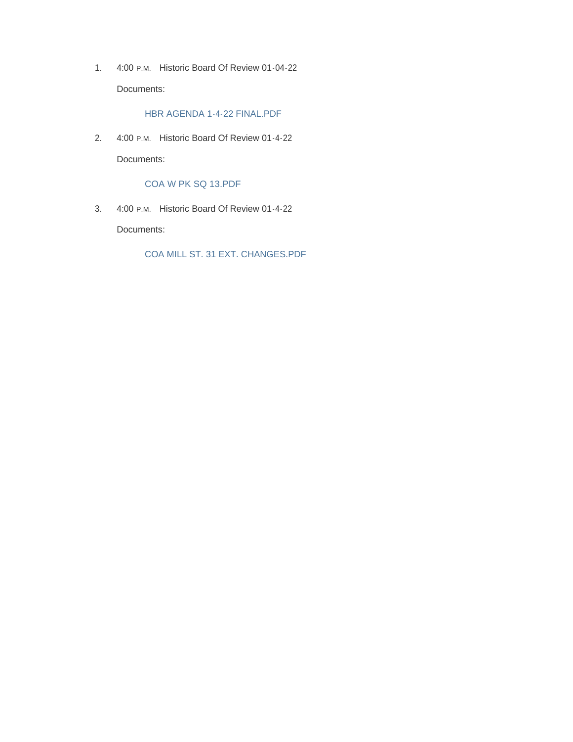1. 4:00 P.M. Historic Board Of Review 01-04-22

   Documents:

   HBR AGENDA 1-4-22 FINAL.PDF

2. 4:00 P.M. Historic Board Of Review 01-4-22

   Documents:

   COA W PK SQ 13.PDF

3. 4:00 P.M. Historic Board Of Review 01-4-22

   Documents:

   COA MILL ST. 31 EXT. CHANGES.PDF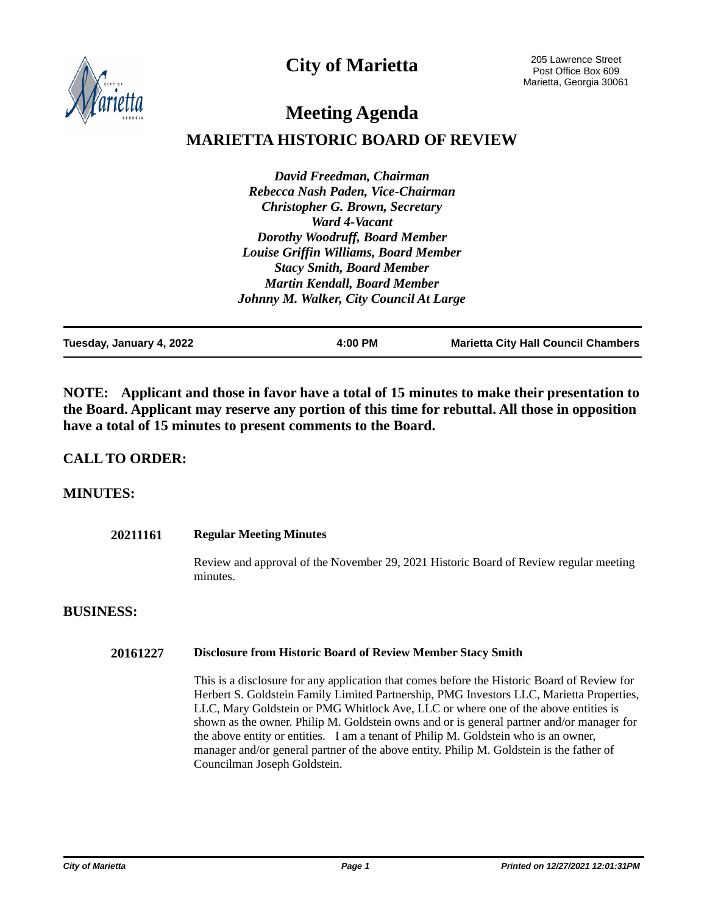# City of Marietta

205 Lawrence Street
Post Office Box 609
Marietta, Georgia 30061

# Meeting Agenda

## MARIETTA HISTORIC BOARD OF REVIEW

*David Freedman, Chairman*
*Rebecca Nash Paden, Vice-Chairman*
*Christopher G. Brown, Secretary*
*Ward 4-Vacant*
*Dorothy Woodruff, Board Member*
*Louise Griffin Williams, Board Member*
*Stacy Smith, Board Member*
*Martin Kendall, Board Member*
*Johnny M. Walker, City Council At Large*

| Tuesday, January 4, 2022 | 4:00 PM | Marietta City Hall Council Chambers |
|---|---|---|

**NOTE: Applicant and those in favor have a total of 15 minutes to make their presentation to the Board. Applicant may reserve any portion of this time for rebuttal. All those in opposition have a total of 15 minutes to present comments to the Board.**

## CALL TO ORDER:

## MINUTES:

**20211161 Regular Meeting Minutes**

Review and approval of the November 29, 2021 Historic Board of Review regular meeting minutes.

## BUSINESS:

**20161227 Disclosure from Historic Board of Review Member Stacy Smith**

This is a disclosure for any application that comes before the Historic Board of Review for Herbert S. Goldstein Family Limited Partnership, PMG Investors LLC, Marietta Properties, LLC, Mary Goldstein or PMG Whitlock Ave, LLC or where one of the above entities is shown as the owner. Philip M. Goldstein owns and or is general partner and/or manager for the above entity or entities. I am a tenant of Philip M. Goldstein who is an owner, manager and/or general partner of the above entity. Philip M. Goldstein is the father of Councilman Joseph Goldstein.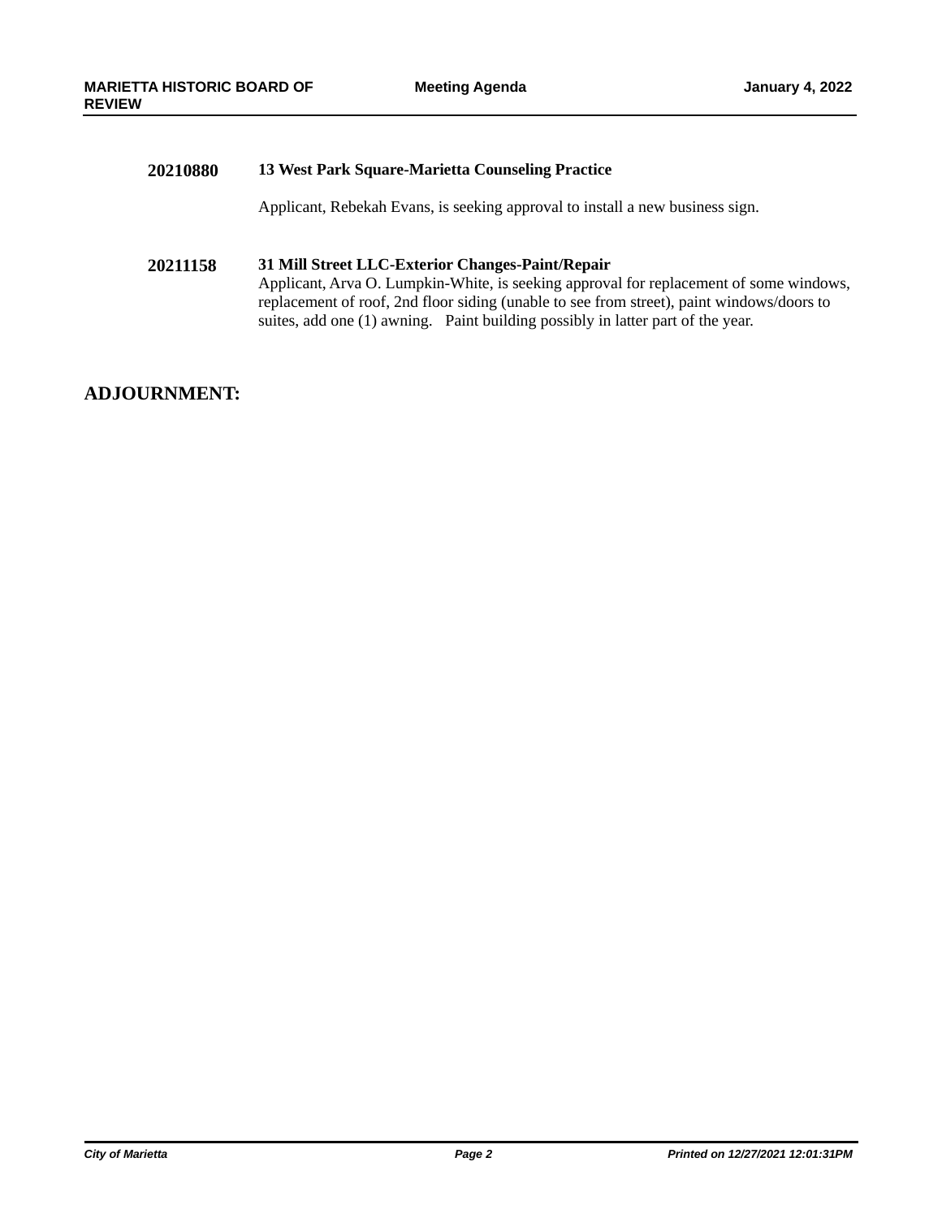**20210880** **13 West Park Square-Marietta Counseling Practice**

Applicant, Rebekah Evans, is seeking approval to install a new business sign.

**20211158** **31 Mill Street LLC-Exterior Changes-Paint/Repair**

Applicant, Arva O. Lumpkin-White, is seeking approval for replacement of some windows, replacement of roof, 2nd floor siding (unable to see from street), paint windows/doors to suites, add one (1) awning. Paint building possibly in latter part of the year.

## ADJOURNMENT: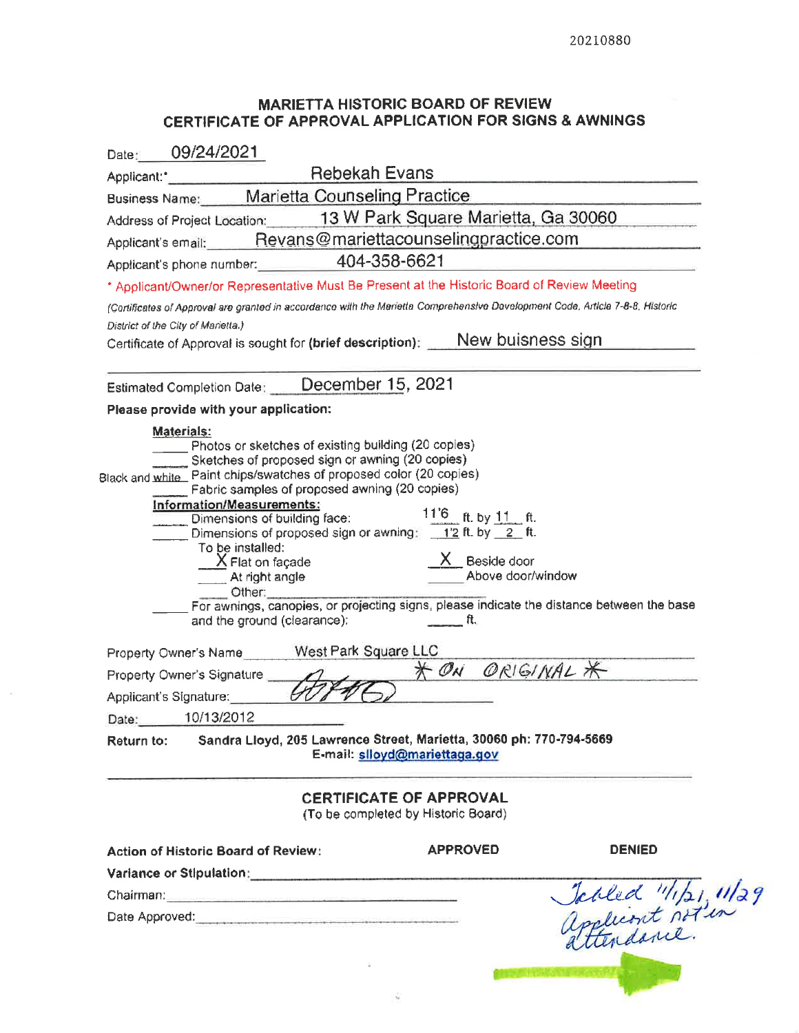20210880

## MARIETTA HISTORIC BOARD OF REVIEW
## CERTIFICATE OF APPROVAL APPLICATION FOR SIGNS & AWNINGS

Date: 09/24/2021

Applicant:* Rebekah Evans

Business Name: Marietta Counseling Practice

Address of Project Location: 13 W Park Square Marietta, Ga 30060

Applicant's email: Revans@mariettacounselingpractice.com

Applicant's phone number: 404-358-6621

* Applicant/Owner/or Representative Must Be Present at the Historic Board of Review Meeting

*(Certificates of Approval are granted in accordance with the Marietta Comprehensive Development Code, Article 7-8-8, Historic District of the City of Marietta.)*

Certificate of Approval is sought for **(brief description)**: New buisness sign

Estimated Completion Date: December 15, 2021

**Please provide with your application:**

**Materials:**

- _____ Photos or sketches of existing building (20 copies)
- _____ Sketches of proposed sign or awning (20 copies)
- Black and white Paint chips/swatches of proposed color (20 copies)
- _____ Fabric samples of proposed awning (20 copies)

**Information/Measurements:**

- _____ Dimensions of building face: 11'6 ft. by 11 ft.
- _____ Dimensions of proposed sign or awning: 1'2 ft. by 2 ft.

To be installed:

- X Flat on façade
- _____ At right angle
- _____ Other:
- X Beside door
- _____ Above door/window

_____ For awnings, canopies, or projecting signs, please indicate the distance between the base and the ground (clearance): _____ ft.

Property Owner's Name West Park Square LLC

Property Owner's Signature * ON ORIGINAL *

Applicant's Signature: [signature]

Date: 10/13/2012

**Return to:** **Sandra Lloyd, 205 Lawrence Street, Marietta, 30060 ph: 770-794-5669**
**E-mail: slloyd@mariettaga.gov**

### CERTIFICATE OF APPROVAL
(To be completed by Historic Board)

**Action of Historic Board of Review:** **APPROVED** **DENIED**

**Variance or Stipulation:**

Chairman:

Date Approved:

Tabled 11/1/21, 11/29 Applicant not in attendance.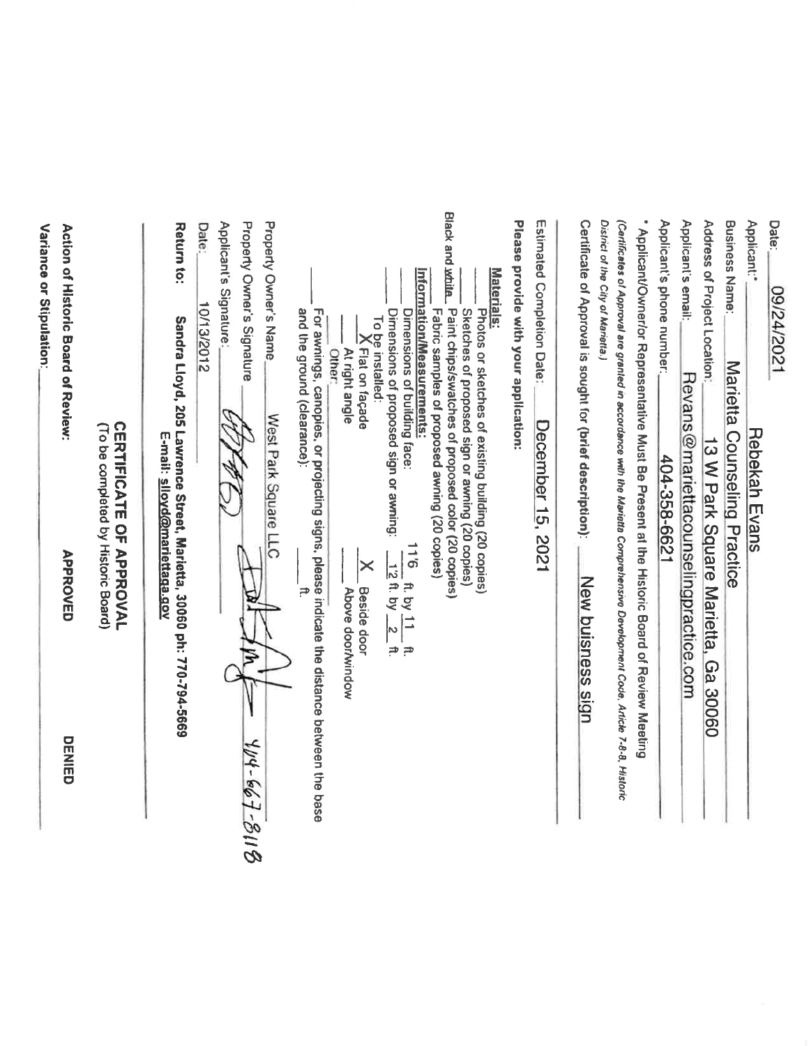Date: 09/24/2021

Applicant:* Rebekah Evans

Business Name: Marietta Counseling Practice

Address of Project Location: 13 W Park Square Marietta, Ga 30060

Applicant's email: Revans@mariettacounselingpractice.com

Applicant's phone number: 404-358-6621

\* Applicant/Owner/or Representative Must Be Present at the Historic Board of Review Meeting

*(Certificates of Approval are granted in accordance with the Marietta Comprehensive Development Code, Article 7-8-8, Historic District of the City of Marietta.)*

Certificate of Approval is sought for (brief description): New buisness sign

Estimated Completion Date: December 15, 2021

**Please provide with your application:**

**Materials:**

___ Photos or sketches of existing building (20 copies)

___ Sketches of proposed sign or awning (20 copies)

Black and white. Paint chips/swatches of proposed color (20 copies)

___ Fabric samples of proposed awning (20 copies)

**Information/Measurements:**

___ Dimensions of building face: 11'6 ft. by 11 ft.

___ Dimensions of proposed sign or awning: 12 ft. by 2 ft.

To be installed:

X Flat on façade     X Beside door

___ At right angle     ___ Above door/window

___ Other: ___

___ For awnings, canopies, or projecting signs, please indicate the distance between the base and the ground (clearance): ___ ft.

Property Owner's Name: West Park Square LLC

Property Owner's Signature: [signature] 404-667-8118

Applicant's Signature: [signature]

Date: 10/13/2012

**Return to: Sandra Lloyd, 205 Lawrence Street, Marietta, 30060 ph: 770-794-5669**
**E-mail: slloyd@mariettaga.gov**

## CERTIFICATE OF APPROVAL

(To be completed by Historic Board)

**Action of Historic Board of Review:** **APPROVED** **DENIED**

**Variance or Stipulation:** ___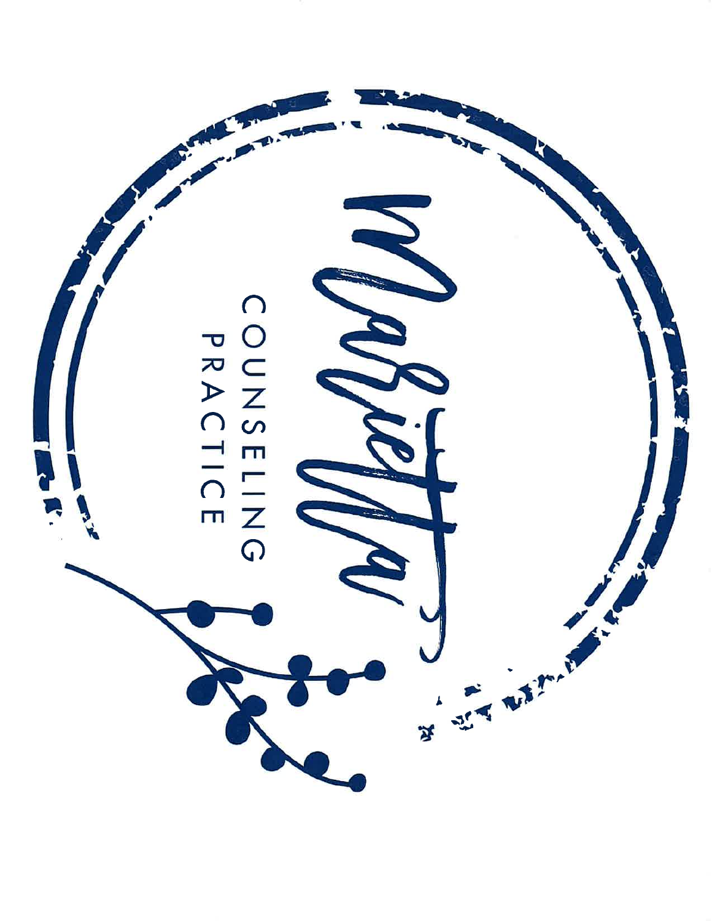Marietta

COUNSELING
PRACTICE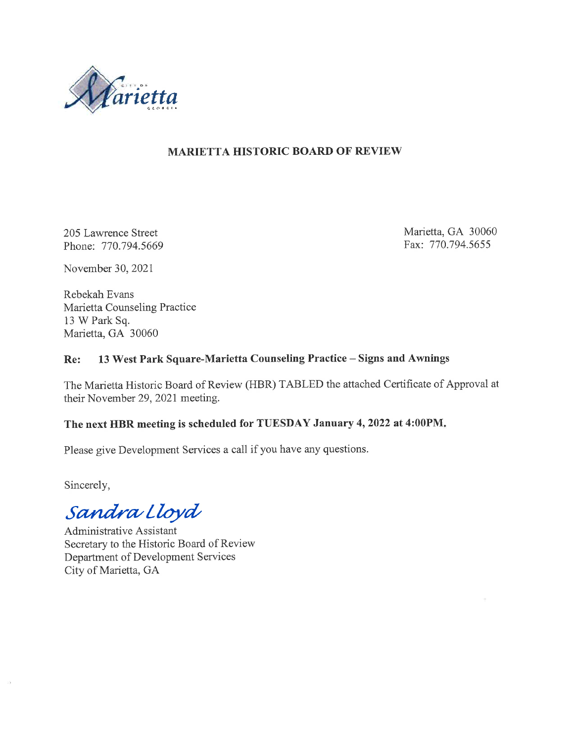Marietta

## MARIETTA HISTORIC BOARD OF REVIEW

205 Lawrence Street
Phone: 770.794.5669

Marietta, GA 30060
Fax: 770.794.5655

November 30, 2021

Rebekah Evans
Marietta Counseling Practice
13 W Park Sq.
Marietta, GA 30060

**Re: 13 West Park Square-Marietta Counseling Practice – Signs and Awnings**

The Marietta Historic Board of Review (HBR) TABLED the attached Certificate of Approval at their November 29, 2021 meeting.

**The next HBR meeting is scheduled for TUESDAY January 4, 2022 at 4:00PM.**

Please give Development Services a call if you have any questions.

Sincerely,

*Sandra Lloyd*

Administrative Assistant
Secretary to the Historic Board of Review
Department of Development Services
City of Marietta, GA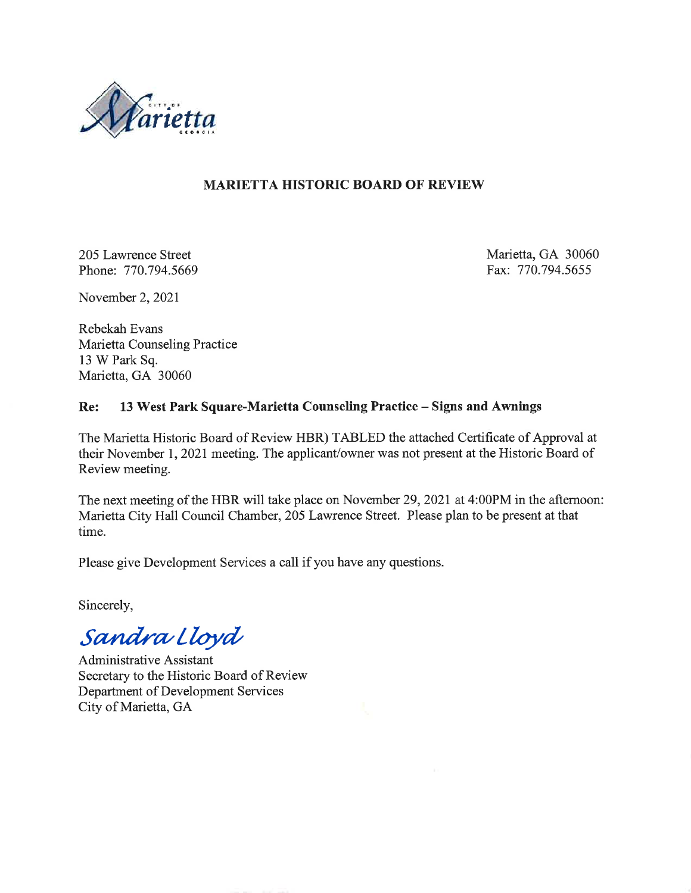City of Marietta Georgia

**MARIETTA HISTORIC BOARD OF REVIEW**

205 Lawrence Street
Phone: 770.794.5669

Marietta, GA 30060
Fax: 770.794.5655

November 2, 2021

Rebekah Evans
Marietta Counseling Practice
13 W Park Sq.
Marietta, GA 30060

**Re: 13 West Park Square-Marietta Counseling Practice – Signs and Awnings**

The Marietta Historic Board of Review HBR) TABLED the attached Certificate of Approval at their November 1, 2021 meeting. The applicant/owner was not present at the Historic Board of Review meeting.

The next meeting of the HBR will take place on November 29, 2021 at 4:00PM in the afternoon: Marietta City Hall Council Chamber, 205 Lawrence Street. Please plan to be present at that time.

Please give Development Services a call if you have any questions.

Sincerely,

*Sandra Lloyd*

Administrative Assistant
Secretary to the Historic Board of Review
Department of Development Services
City of Marietta, GA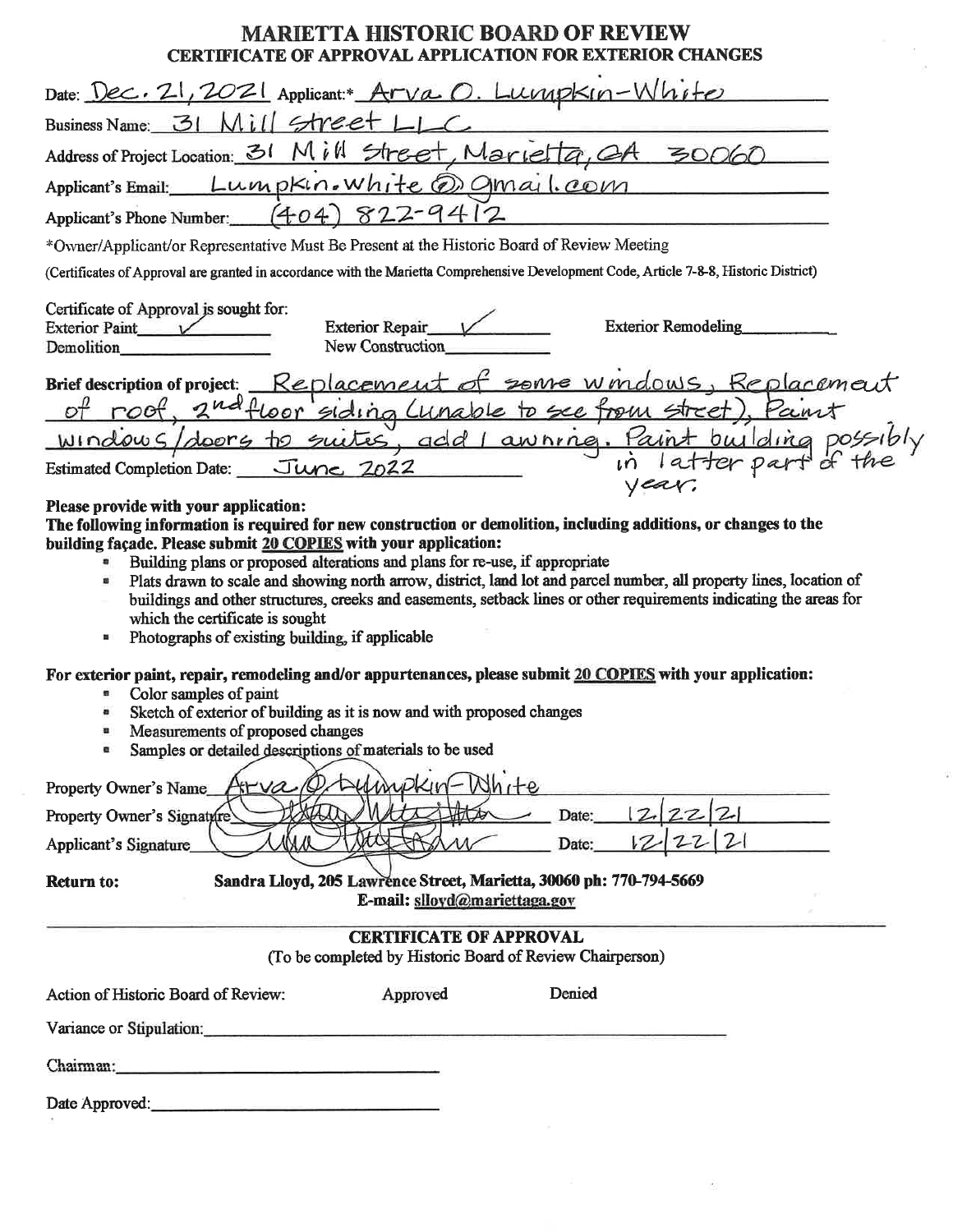# MARIETTA HISTORIC BOARD OF REVIEW

## CERTIFICATE OF APPROVAL APPLICATION FOR EXTERIOR CHANGES

Date: Dec. 21, 2021 Applicant:* Arva O. Lumpkin-White

Business Name: 31 Mill Street LLC

Address of Project Location: 31 Mill Street, Marietta, GA 30060

Applicant's Email: Lumpkin.white@gmail.com

Applicant's Phone Number: (404) 822-9412

*Owner/Applicant/or Representative Must Be Present at the Historic Board of Review Meeting

(Certificates of Approval are granted in accordance with the Marietta Comprehensive Development Code, Article 7-8-8, Historic District)

Certificate of Approval is sought for:

Exterior Paint ✓ Exterior Repair ✓ Exterior Remodeling ______

Demolition ______ New Construction ______

**Brief description of project:** Replacement of some windows, Replacement of roof, 2nd floor siding (unable to see from street), Paint windows/doors to suites, add 1 awning. Paint building possibly in latter part of the year.

Estimated Completion Date: June 2022

**Please provide with your application:**

**The following information is required for new construction or demolition, including additions, or changes to the building façade. Please submit 20 COPIES with your application:**

- Building plans or proposed alterations and plans for re-use, if appropriate
- Plats drawn to scale and showing north arrow, district, land lot and parcel number, all property lines, location of buildings and other structures, creeks and easements, setback lines or other requirements indicating the areas for which the certificate is sought
- Photographs of existing building, if applicable

**For exterior paint, repair, remodeling and/or appurtenances, please submit 20 COPIES with your application:**

- Color samples of paint
- Sketch of exterior of building as it is now and with proposed changes
- Measurements of proposed changes
- Samples or detailed descriptions of materials to be used

Property Owner's Name Arva O. Lumpkin-White

Property Owner's Signature [signature] Date: 12/22/21

Applicant's Signature [signature] Date: 12/22/21

**Return to:** Sandra Lloyd, 205 Lawrence Street, Marietta, 30060 ph: 770-794-5669
E-mail: slloyd@mariettaga.gov

---

**CERTIFICATE OF APPROVAL**

(To be completed by Historic Board of Review Chairperson)

Action of Historic Board of Review: Approved Denied

Variance or Stipulation: ______

Chairman: ______

Date Approved: ______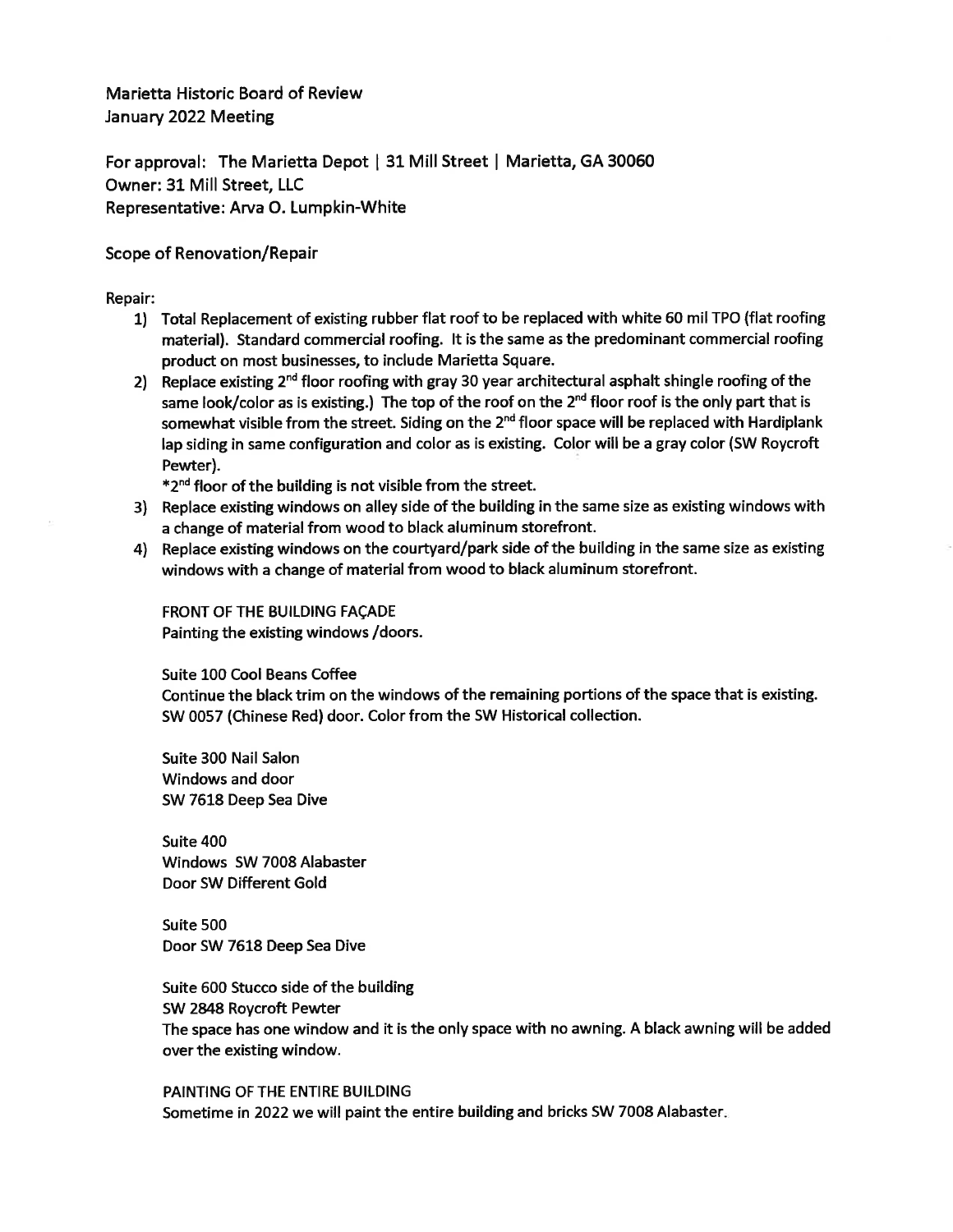Marietta Historic Board of Review
January 2022 Meeting

For approval: The Marietta Depot | 31 Mill Street | Marietta, GA 30060
Owner: 31 Mill Street, LLC
Representative: Arva O. Lumpkin-White

Scope of Renovation/Repair

Repair:

1) Total Replacement of existing rubber flat roof to be replaced with white 60 mil TPO (flat roofing material). Standard commercial roofing. It is the same as the predominant commercial roofing product on most businesses, to include Marietta Square.
2) Replace existing 2nd floor roofing with gray 30 year architectural asphalt shingle roofing of the same look/color as is existing.) The top of the roof on the 2nd floor roof is the only part that is somewhat visible from the street. Siding on the 2nd floor space will be replaced with Hardiplank lap siding in same configuration and color as is existing. Color will be a gray color (SW Roycroft Pewter).
   *2nd floor of the building is not visible from the street.
3) Replace existing windows on alley side of the building in the same size as existing windows with a change of material from wood to black aluminum storefront.
4) Replace existing windows on the courtyard/park side of the building in the same size as existing windows with a change of material from wood to black aluminum storefront.

FRONT OF THE BUILDING FAÇADE
Painting the existing windows /doors.

Suite 100 Cool Beans Coffee
Continue the black trim on the windows of the remaining portions of the space that is existing. SW 0057 (Chinese Red) door. Color from the SW Historical collection.

Suite 300 Nail Salon
Windows and door
SW 7618 Deep Sea Dive

Suite 400
Windows SW 7008 Alabaster
Door SW Different Gold

Suite 500
Door SW 7618 Deep Sea Dive

Suite 600 Stucco side of the building
SW 2848 Roycroft Pewter
The space has one window and it is the only space with no awning. A black awning will be added over the existing window.

PAINTING OF THE ENTIRE BUILDING
Sometime in 2022 we will paint the entire building and bricks SW 7008 Alabaster.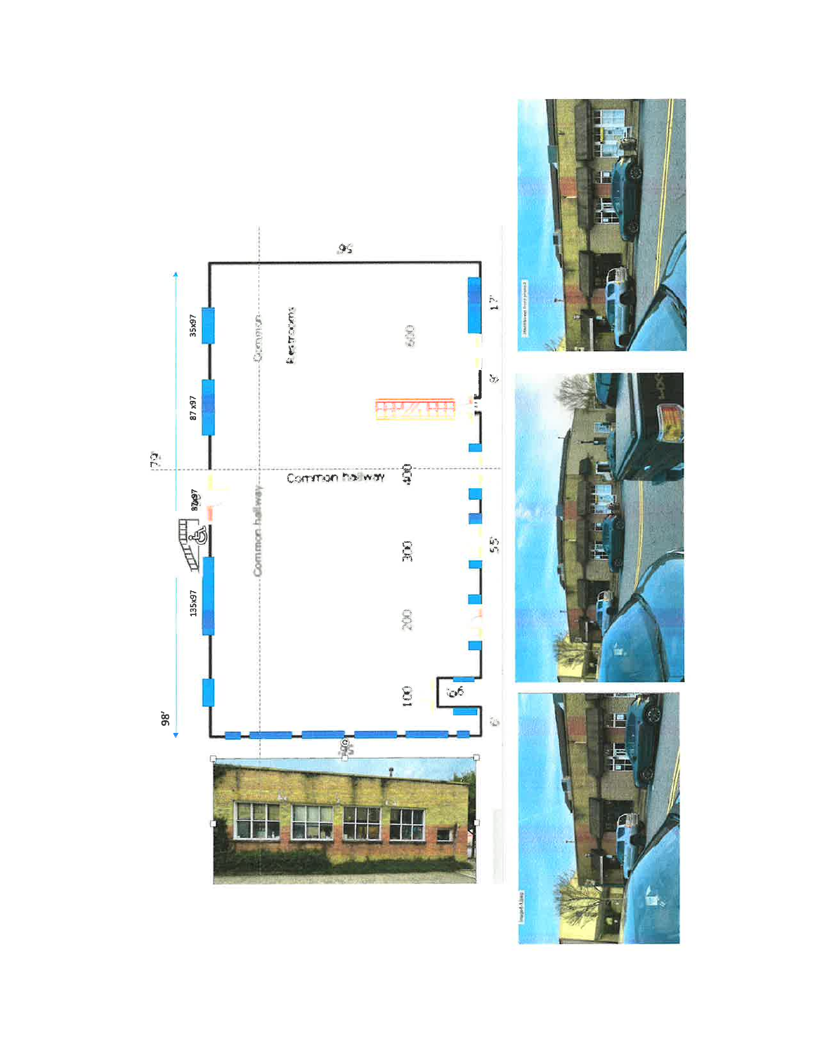98'

72'

95'

35x97

87 x97

87x97

135x97

Common

Restrooms

Common hallway

Common hallway

600

400

300

200

100

17'

8'

55'

6'

6'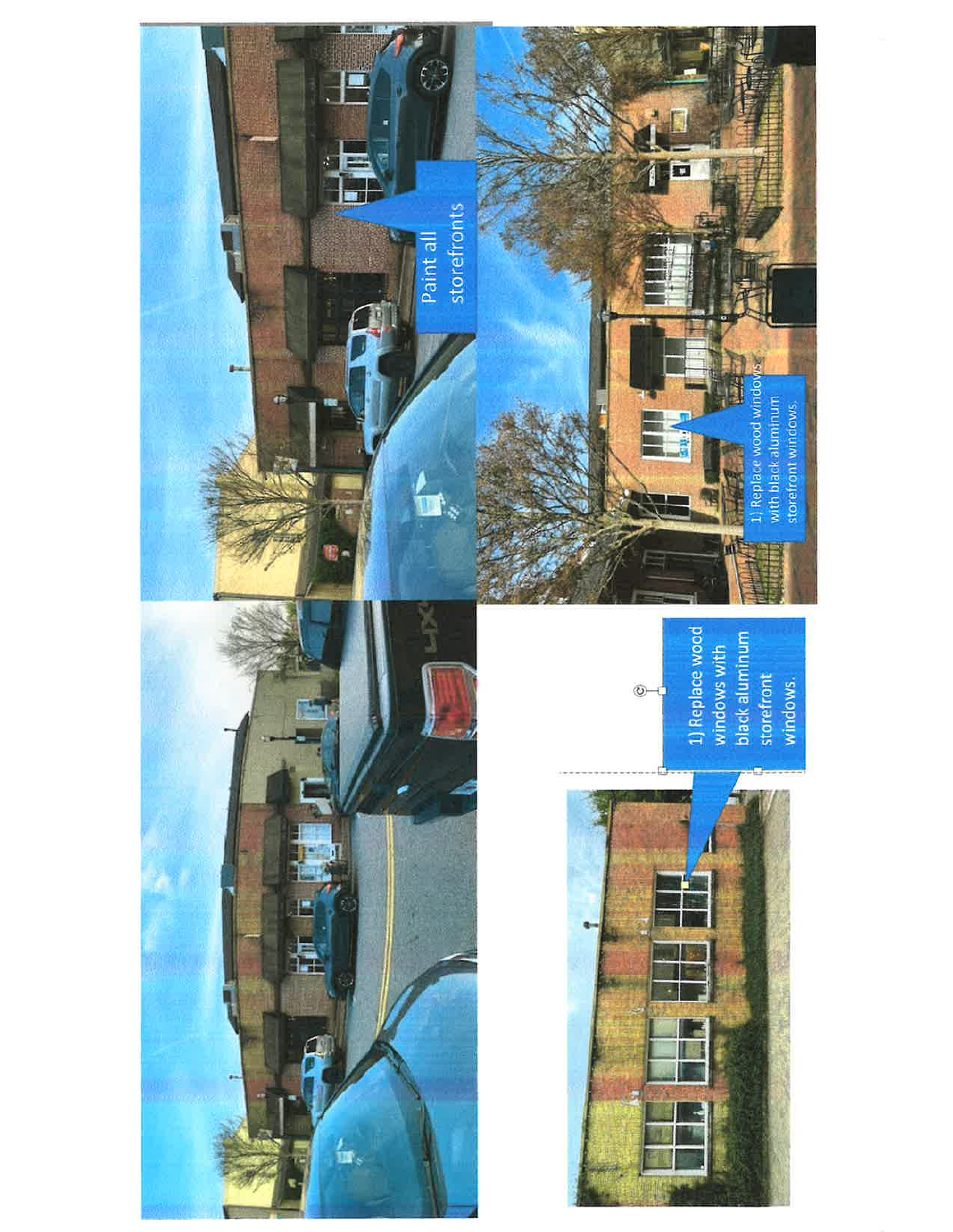Paint all storefronts

1) Replace wood windows with black aluminum storefront windows.

1) Replace wood windows with black aluminum storefront windows.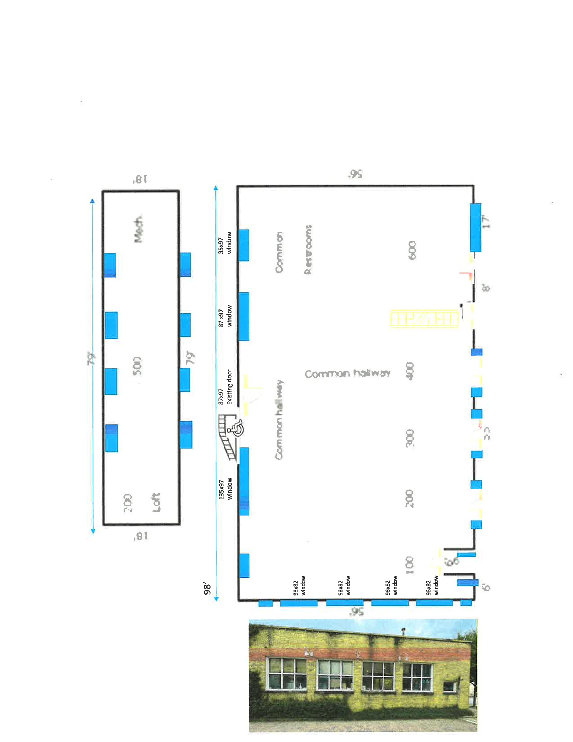18'

79'

Mech.

500

200

Loft

18'

79'

96'

98'

35x97 window

87x97 window

87x97 Existing door

135x97 window

Common

Restrooms

Common hallway

Common hallway

600

400

300

200

100

17'

8'

6'

6'

93x82 window

93x82 window

93x82 window

93x82 window

96'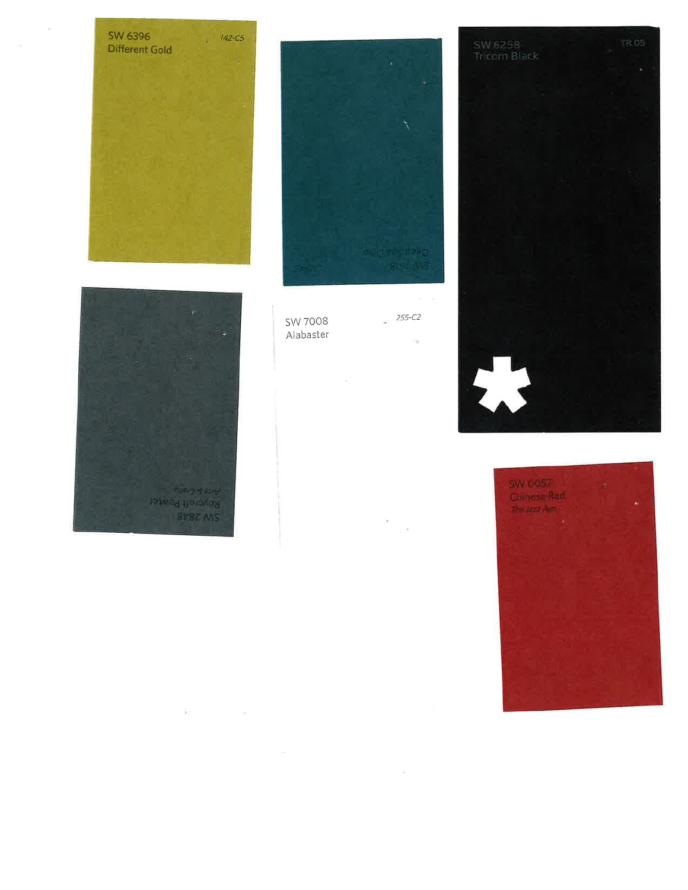SW 6396
Different Gold
142-C5

SW 7618
Deep Sea Dive

SW 6258
Tricorn Black
TR 05

SW 2848
Roycroft Pewter
*Arts & Crafts*

SW 7008
Alabaster
255-C2

SW 0057
Chinese Red
*The Jazz Age*